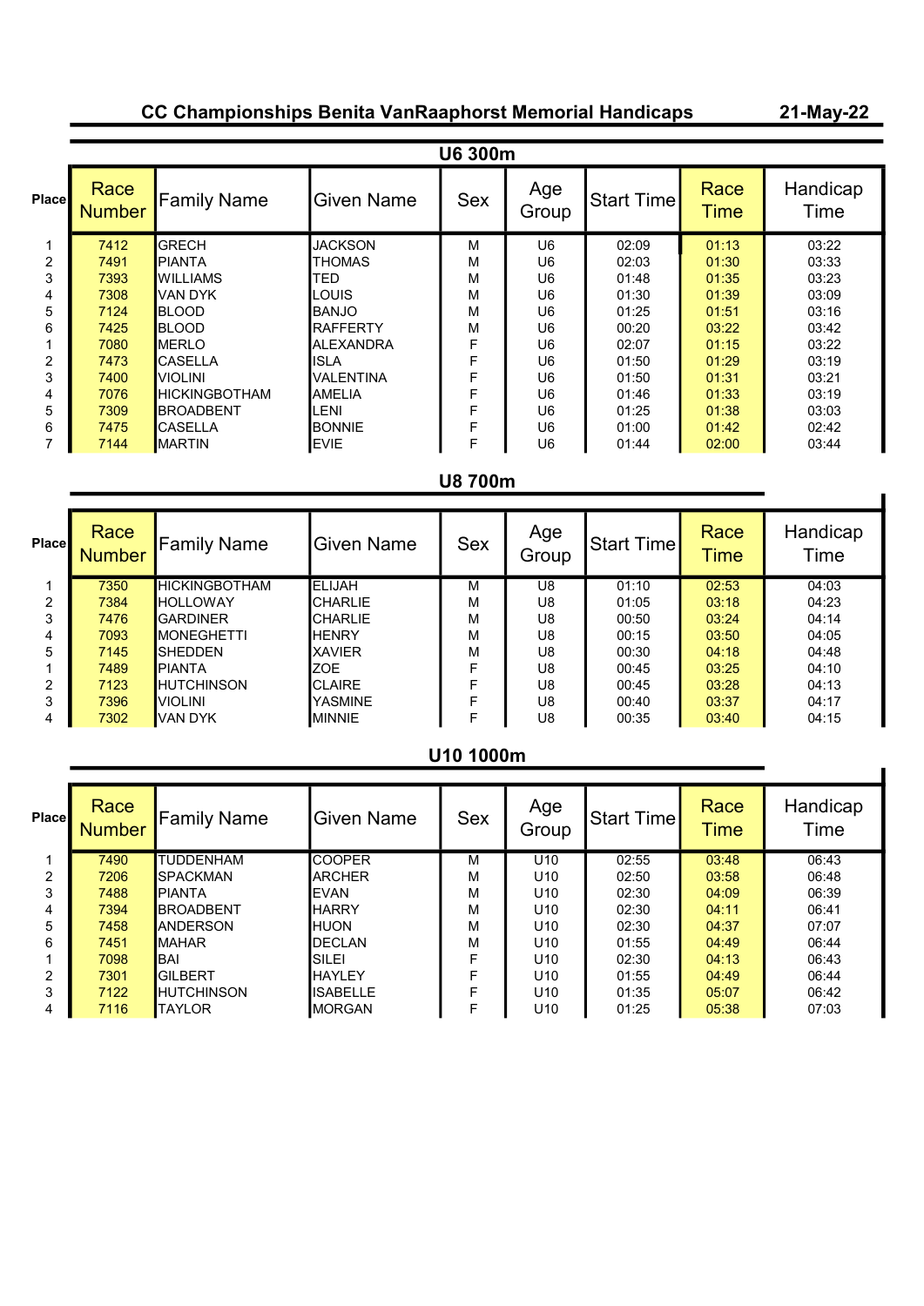# CC Championships Benita VanRaaphorst Memorial Handicaps

**21-May-22**

## U6 300m

| Place | Race Number | Family Name | Given Name | Sex | Age Group | Start Time | Race Time | Handicap Time |
|---|---|---|---|---|---|---|---|---|
| 1 | 7412 | GRECH | JACKSON | M | U6 | 02:09 | 01:13 | 03:22 |
| 2 | 7491 | PIANTA | THOMAS | M | U6 | 02:03 | 01:30 | 03:33 |
| 3 | 7393 | WILLIAMS | TED | M | U6 | 01:48 | 01:35 | 03:23 |
| 4 | 7308 | VAN DYK | LOUIS | M | U6 | 01:30 | 01:39 | 03:09 |
| 5 | 7124 | BLOOD | BANJO | M | U6 | 01:25 | 01:51 | 03:16 |
| 6 | 7425 | BLOOD | RAFFERTY | M | U6 | 00:20 | 03:22 | 03:42 |
| 1 | 7080 | MERLO | ALEXANDRA | F | U6 | 02:07 | 01:15 | 03:22 |
| 2 | 7473 | CASELLA | ISLA | F | U6 | 01:50 | 01:29 | 03:19 |
| 3 | 7400 | VIOLINI | VALENTINA | F | U6 | 01:50 | 01:31 | 03:21 |
| 4 | 7076 | HICKINGBOTHAM | AMELIA | F | U6 | 01:46 | 01:33 | 03:19 |
| 5 | 7309 | BROADBENT | LENI | F | U6 | 01:25 | 01:38 | 03:03 |
| 6 | 7475 | CASELLA | BONNIE | F | U6 | 01:00 | 01:42 | 02:42 |
| 7 | 7144 | MARTIN | EVIE | F | U6 | 01:44 | 02:00 | 03:44 |

## U8 700m

| Place | Race Number | Family Name | Given Name | Sex | Age Group | Start Time | Race Time | Handicap Time |
|---|---|---|---|---|---|---|---|---|
| 1 | 7350 | HICKINGBOTHAM | ELIJAH | M | U8 | 01:10 | 02:53 | 04:03 |
| 2 | 7384 | HOLLOWAY | CHARLIE | M | U8 | 01:05 | 03:18 | 04:23 |
| 3 | 7476 | GARDINER | CHARLIE | M | U8 | 00:50 | 03:24 | 04:14 |
| 4 | 7093 | MONEGHETTI | HENRY | M | U8 | 00:15 | 03:50 | 04:05 |
| 5 | 7145 | SHEDDEN | XAVIER | M | U8 | 00:30 | 04:18 | 04:48 |
| 1 | 7489 | PIANTA | ZOE | F | U8 | 00:45 | 03:25 | 04:10 |
| 2 | 7123 | HUTCHINSON | CLAIRE | F | U8 | 00:45 | 03:28 | 04:13 |
| 3 | 7396 | VIOLINI | YASMINE | F | U8 | 00:40 | 03:37 | 04:17 |
| 4 | 7302 | VAN DYK | MINNIE | F | U8 | 00:35 | 03:40 | 04:15 |

## U10 1000m

| Place | Race Number | Family Name | Given Name | Sex | Age Group | Start Time | Race Time | Handicap Time |
|---|---|---|---|---|---|---|---|---|
| 1 | 7490 | TUDDENHAM | COOPER | M | U10 | 02:55 | 03:48 | 06:43 |
| 2 | 7206 | SPACKMAN | ARCHER | M | U10 | 02:50 | 03:58 | 06:48 |
| 3 | 7488 | PIANTA | EVAN | M | U10 | 02:30 | 04:09 | 06:39 |
| 4 | 7394 | BROADBENT | HARRY | M | U10 | 02:30 | 04:11 | 06:41 |
| 5 | 7458 | ANDERSON | HUON | M | U10 | 02:30 | 04:37 | 07:07 |
| 6 | 7451 | MAHAR | DECLAN | M | U10 | 01:55 | 04:49 | 06:44 |
| 1 | 7098 | BAI | SILEI | F | U10 | 02:30 | 04:13 | 06:43 |
| 2 | 7301 | GILBERT | HAYLEY | F | U10 | 01:55 | 04:49 | 06:44 |
| 3 | 7122 | HUTCHINSON | ISABELLE | F | U10 | 01:35 | 05:07 | 06:42 |
| 4 | 7116 | TAYLOR | MORGAN | F | U10 | 01:25 | 05:38 | 07:03 |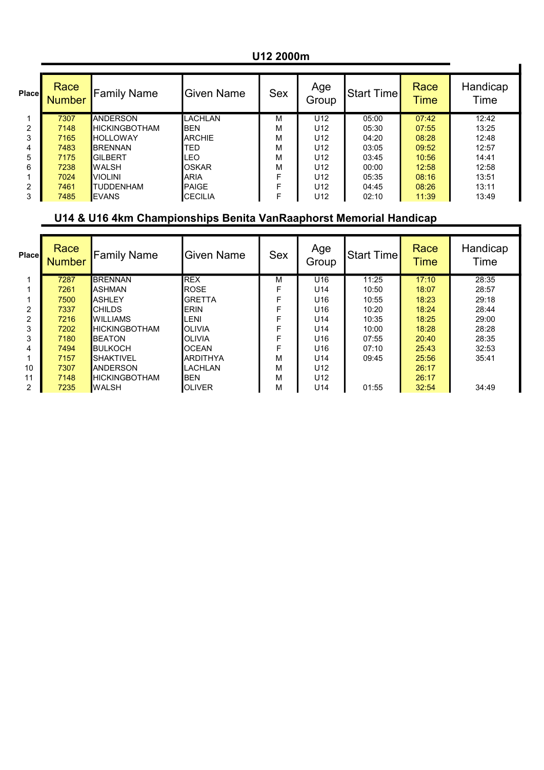## U12 2000m

| Place | Race Number | Family Name | Given Name | Sex | Age Group | Start Time | Race Time | Handicap Time |
|---|---|---|---|---|---|---|---|---|
| 1 | 7307 | ANDERSON | LACHLAN | M | U12 | 05:00 | 07:42 | 12:42 |
| 2 | 7148 | HICKINGBOTHAM | BEN | M | U12 | 05:30 | 07:55 | 13:25 |
| 3 | 7165 | HOLLOWAY | ARCHIE | M | U12 | 04:20 | 08:28 | 12:48 |
| 4 | 7483 | BRENNAN | TED | M | U12 | 03:05 | 09:52 | 12:57 |
| 5 | 7175 | GILBERT | LEO | M | U12 | 03:45 | 10:56 | 14:41 |
| 6 | 7238 | WALSH | OSKAR | M | U12 | 00:00 | 12:58 | 12:58 |
| 1 | 7024 | VIOLINI | ARIA | F | U12 | 05:35 | 08:16 | 13:51 |
| 2 | 7461 | TUDDENHAM | PAIGE | F | U12 | 04:45 | 08:26 | 13:11 |
| 3 | 7485 | EVANS | CECILIA | F | U12 | 02:10 | 11:39 | 13:49 |

## U14 & U16 4km Championships Benita VanRaaphorst Memorial Handicap

| Place | Race Number | Family Name | Given Name | Sex | Age Group | Start Time | Race Time | Handicap Time |
|---|---|---|---|---|---|---|---|---|
| 1 | 7287 | BRENNAN | REX | M | U16 | 11:25 | 17:10 | 28:35 |
| 1 | 7261 | ASHMAN | ROSE | F | U14 | 10:50 | 18:07 | 28:57 |
| 1 | 7500 | ASHLEY | GRETTA | F | U16 | 10:55 | 18:23 | 29:18 |
| 2 | 7337 | CHILDS | ERIN | F | U16 | 10:20 | 18:24 | 28:44 |
| 2 | 7216 | WILLIAMS | LENI | F | U14 | 10:35 | 18:25 | 29:00 |
| 3 | 7202 | HICKINGBOTHAM | OLIVIA | F | U14 | 10:00 | 18:28 | 28:28 |
| 3 | 7180 | BEATON | OLIVIA | F | U16 | 07:55 | 20:40 | 28:35 |
| 4 | 7494 | BULKOCH | OCEAN | F | U16 | 07:10 | 25:43 | 32:53 |
| 1 | 7157 | SHAKTIVEL | ARDITHYA | M | U14 | 09:45 | 25:56 | 35:41 |
| 10 | 7307 | ANDERSON | LACHLAN | M | U12 | | 26:17 | |
| 11 | 7148 | HICKINGBOTHAM | BEN | M | U12 | | 26:17 | |
| 2 | 7235 | WALSH | OLIVER | M | U14 | 01:55 | 32:54 | 34:49 |